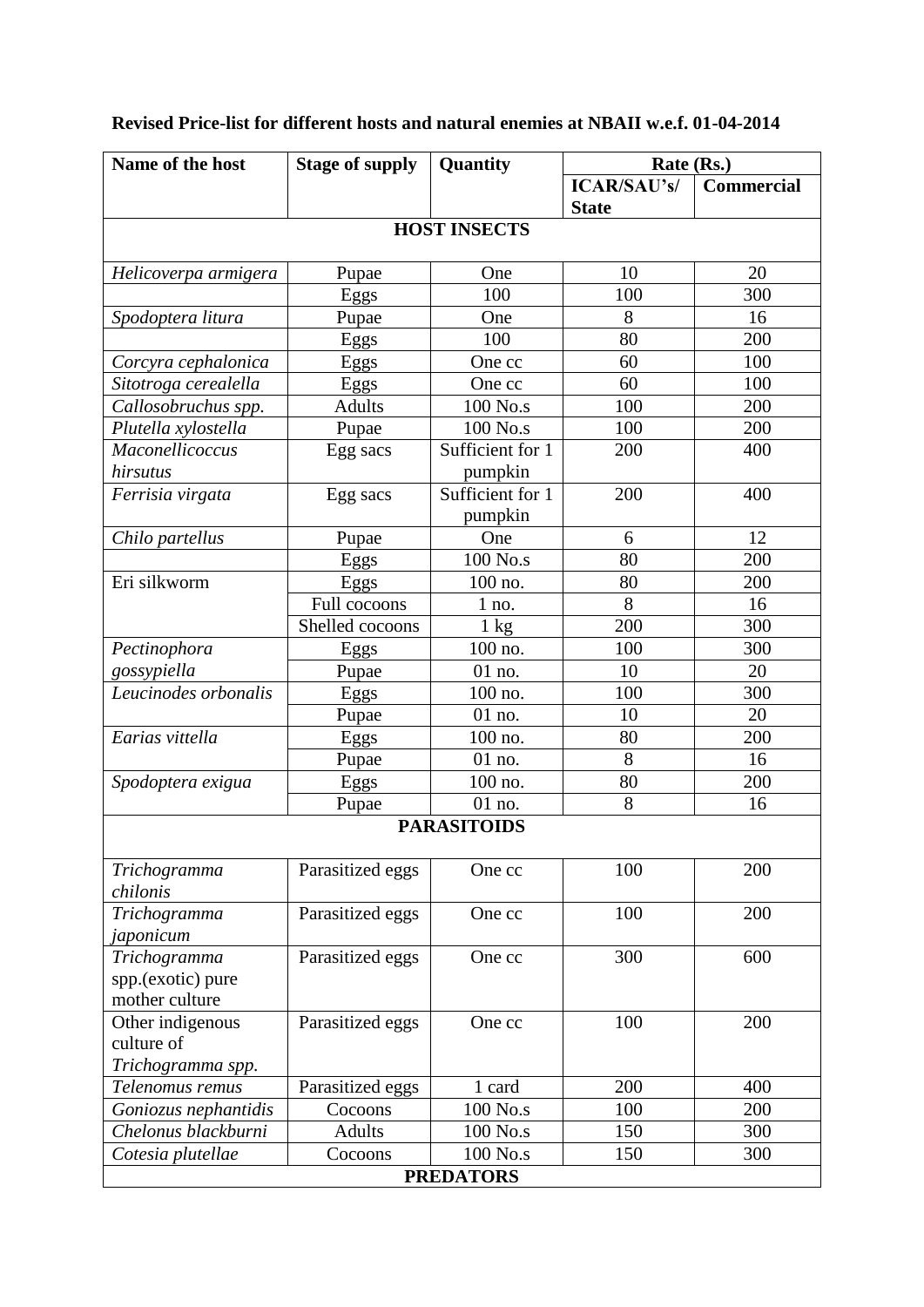**Revised Price-list for different hosts and natural enemies at NBAII w.e.f. 01-04-2014**

| Name of the host | Stage of supply | Quantity | Rate (Rs.) | |
|---|---|---|---|---|
| | | | ICAR/SAU's/ State | Commercial |
| **HOST INSECTS** | | | | |
| *Helicoverpa armigera* | Pupae | One | 10 | 20 |
| | Eggs | 100 | 100 | 300 |
| *Spodoptera litura* | Pupae | One | 8 | 16 |
| | Eggs | 100 | 80 | 200 |
| *Corcyra cephalonica* | Eggs | One cc | 60 | 100 |
| *Sitotroga cerealella* | Eggs | One cc | 60 | 100 |
| *Callosobruchus spp.* | Adults | 100 No.s | 100 | 200 |
| *Plutella xylostella* | Pupae | 100 No.s | 100 | 200 |
| *Maconellicoccus hirsutus* | Egg sacs | Sufficient for 1 pumpkin | 200 | 400 |
| *Ferrisia virgata* | Egg sacs | Sufficient for 1 pumpkin | 200 | 400 |
| *Chilo partellus* | Pupae | One | 6 | 12 |
| | Eggs | 100 No.s | 80 | 200 |
| Eri silkworm | Eggs | 100 no. | 80 | 200 |
| | Full cocoons | 1 no. | 8 | 16 |
| | Shelled cocoons | 1 kg | 200 | 300 |
| *Pectinophora gossypiella* | Eggs | 100 no. | 100 | 300 |
| | Pupae | 01 no. | 10 | 20 |
| *Leucinodes orbonalis* | Eggs | 100 no. | 100 | 300 |
| | Pupae | 01 no. | 10 | 20 |
| *Earias vittella* | Eggs | 100 no. | 80 | 200 |
| | Pupae | 01 no. | 8 | 16 |
| *Spodoptera exigua* | Eggs | 100 no. | 80 | 200 |
| | Pupae | 01 no. | 8 | 16 |
| **PARASITOIDS** | | | | |
| *Trichogramma chilonis* | Parasitized eggs | One cc | 100 | 200 |
| *Trichogramma japonicum* | Parasitized eggs | One cc | 100 | 200 |
| *Trichogramma* spp.(exotic) pure mother culture | Parasitized eggs | One cc | 300 | 600 |
| Other indigenous culture of *Trichogramma spp.* | Parasitized eggs | One cc | 100 | 200 |
| *Telenomus remus* | Parasitized eggs | 1 card | 200 | 400 |
| *Goniozus nephantidis* | Cocoons | 100 No.s | 100 | 200 |
| *Chelonus blackburni* | Adults | 100 No.s | 150 | 300 |
| *Cotesia plutellae* | Cocoons | 100 No.s | 150 | 300 |
| **PREDATORS** | | | | |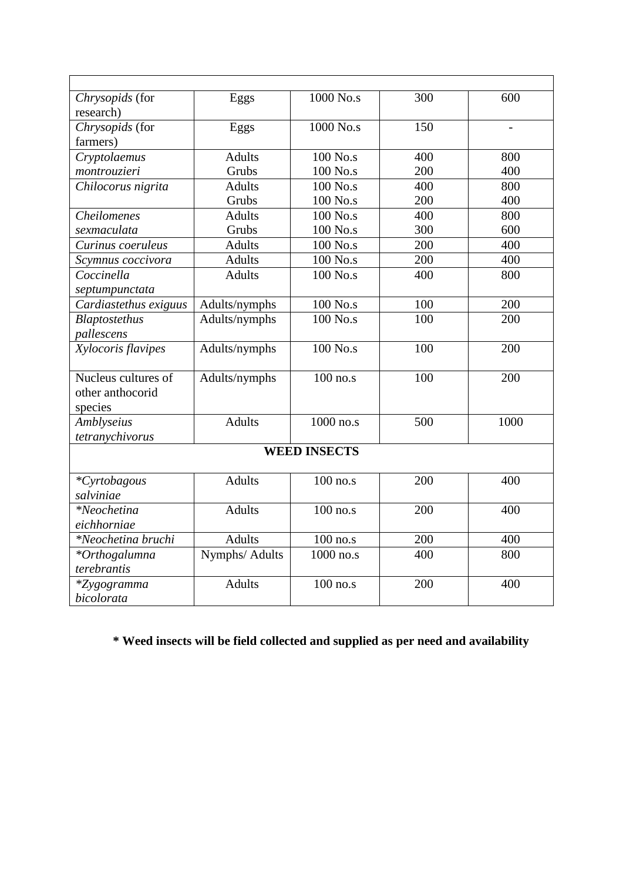| | | | | |
|---|---|---|---|---|
| *Chrysopids* (for research) | Eggs | 1000 No.s | 300 | 600 |
| *Chrysopids* (for farmers) | Eggs | 1000 No.s | 150 | - |
| *Cryptolaemus montrouzieri* | Adults<br>Grubs | 100 No.s<br>100 No.s | 400<br>200 | 800<br>400 |
| *Chilocorus nigrita* | Adults<br>Grubs | 100 No.s<br>100 No.s | 400<br>200 | 800<br>400 |
| *Cheilomenes sexmaculata* | Adults<br>Grubs | 100 No.s<br>100 No.s | 400<br>300 | 800<br>600 |
| *Curinus coeruleus* | Adults | 100 No.s | 200 | 400 |
| *Scymnus coccivora* | Adults | 100 No.s | 200 | 400 |
| *Coccinella septumpunctata* | Adults | 100 No.s | 400 | 800 |
| *Cardiastethus exiguus* | Adults/nymphs | 100 No.s | 100 | 200 |
| *Blaptostethus pallescens* | Adults/nymphs | 100 No.s | 100 | 200 |
| *Xylocoris flavipes* | Adults/nymphs | 100 No.s | 100 | 200 |
| Nucleus cultures of other anthocorid species | Adults/nymphs | 100 no.s | 100 | 200 |
| *Amblyseius tetranychivorus* | Adults | 1000 no.s | 500 | 1000 |
| **WEED INSECTS** | | | | |
| *\*Cyrtobagous salviniae* | Adults | 100 no.s | 200 | 400 |
| *\*Neochetina eichhorniae* | Adults | 100 no.s | 200 | 400 |
| *\*Neochetina bruchi* | Adults | 100 no.s | 200 | 400 |
| *\*Orthogalumna terebrantis* | Nymphs/ Adults | 1000 no.s | 400 | 800 |
| *\*Zygogramma bicolorata* | Adults | 100 no.s | 200 | 400 |

**\* Weed insects will be field collected and supplied as per need and availability**